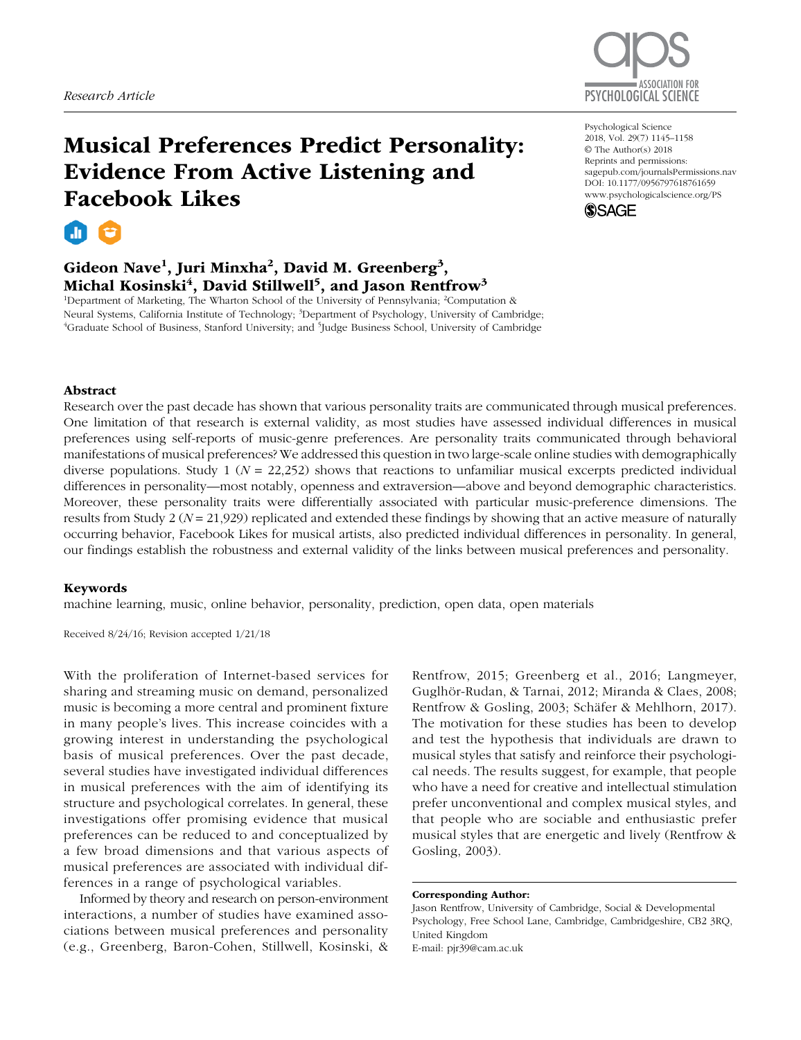*Research Article*

# Musical Preferences Predict Personality: Evidence From Active Listening and Facebook Likes

**Gideon Nave[1], Juri Minxha[2], David M. Greenberg[3], Michal Kosinski[4], David Stillwell[5], and Jason Rentfrow[3]**

[1]Department of Marketing, The Wharton School of the University of Pennsylvania; [2]Computation & Neural Systems, California Institute of Technology; [3]Department of Psychology, University of Cambridge; [4]Graduate School of Business, Stanford University; and [5]Judge Business School, University of Cambridge

Psychological Science
2018, Vol. 29(7) 1145–1158
© The Author(s) 2018
Reprints and permissions: sagepub.com/journalsPermissions.nav
DOI: 10.1177/0956797618761659
www.psychologicalscience.org/PS

## Abstract

Research over the past decade has shown that various personality traits are communicated through musical preferences. One limitation of that research is external validity, as most studies have assessed individual differences in musical preferences using self-reports of music-genre preferences. Are personality traits communicated through behavioral manifestations of musical preferences? We addressed this question in two large-scale online studies with demographically diverse populations. Study 1 ($N$ = 22,252) shows that reactions to unfamiliar musical excerpts predicted individual differences in personality—most notably, openness and extraversion—above and beyond demographic characteristics. Moreover, these personality traits were differentially associated with particular music-preference dimensions. The results from Study 2 ($N$ = 21,929) replicated and extended these findings by showing that an active measure of naturally occurring behavior, Facebook Likes for musical artists, also predicted individual differences in personality. In general, our findings establish the robustness and external validity of the links between musical preferences and personality.

### Keywords

machine learning, music, online behavior, personality, prediction, open data, open materials

Received 8/24/16; Revision accepted 1/21/18

With the proliferation of Internet-based services for sharing and streaming music on demand, personalized music is becoming a more central and prominent fixture in many people's lives. This increase coincides with a growing interest in understanding the psychological basis of musical preferences. Over the past decade, several studies have investigated individual differences in musical preferences with the aim of identifying its structure and psychological correlates. In general, these investigations offer promising evidence that musical preferences can be reduced to and conceptualized by a few broad dimensions and that various aspects of musical preferences are associated with individual differences in a range of psychological variables.

Informed by theory and research on person-environment interactions, a number of studies have examined associations between musical preferences and personality (e.g., Greenberg, Baron-Cohen, Stillwell, Kosinski, & Rentfrow, 2015; Greenberg et al., 2016; Langmeyer, Guglhör-Rudan, & Tarnai, 2012; Miranda & Claes, 2008; Rentfrow & Gosling, 2003; Schäfer & Mehlhorn, 2017). The motivation for these studies has been to develop and test the hypothesis that individuals are drawn to musical styles that satisfy and reinforce their psychological needs. The results suggest, for example, that people who have a need for creative and intellectual stimulation prefer unconventional and complex musical styles, and that people who are sociable and enthusiastic prefer musical styles that are energetic and lively (Rentfrow & Gosling, 2003).

**Corresponding Author:**
Jason Rentfrow, University of Cambridge, Social & Developmental Psychology, Free School Lane, Cambridge, Cambridgeshire, CB2 3RQ, United Kingdom
E-mail: pjr39@cam.ac.uk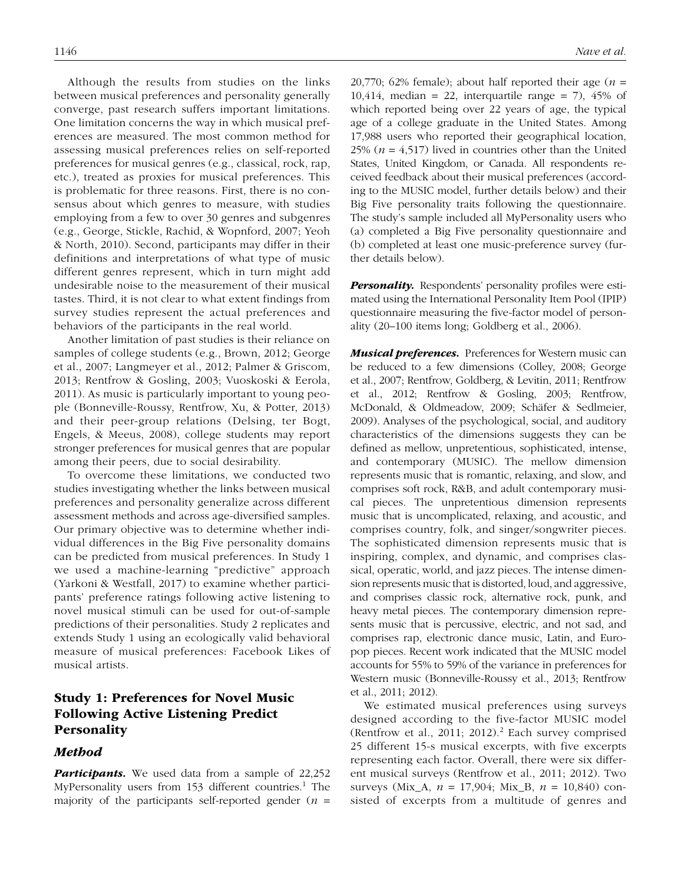Although the results from studies on the links between musical preferences and personality generally converge, past research suffers important limitations. One limitation concerns the way in which musical preferences are measured. The most common method for assessing musical preferences relies on self-reported preferences for musical genres (e.g., classical, rock, rap, etc.), treated as proxies for musical preferences. This is problematic for three reasons. First, there is no consensus about which genres to measure, with studies employing from a few to over 30 genres and subgenres (e.g., George, Stickle, Rachid, & Wopnford, 2007; Yeoh & North, 2010). Second, participants may differ in their definitions and interpretations of what type of music different genres represent, which in turn might add undesirable noise to the measurement of their musical tastes. Third, it is not clear to what extent findings from survey studies represent the actual preferences and behaviors of the participants in the real world.

Another limitation of past studies is their reliance on samples of college students (e.g., Brown, 2012; George et al., 2007; Langmeyer et al., 2012; Palmer & Griscom, 2013; Rentfrow & Gosling, 2003; Vuoskoski & Eerola, 2011). As music is particularly important to young people (Bonneville-Roussy, Rentfrow, Xu, & Potter, 2013) and their peer-group relations (Delsing, ter Bogt, Engels, & Meeus, 2008), college students may report stronger preferences for musical genres that are popular among their peers, due to social desirability.

To overcome these limitations, we conducted two studies investigating whether the links between musical preferences and personality generalize across different assessment methods and across age-diversified samples. Our primary objective was to determine whether individual differences in the Big Five personality domains can be predicted from musical preferences. In Study 1 we used a machine-learning "predictive" approach (Yarkoni & Westfall, 2017) to examine whether participants' preference ratings following active listening to novel musical stimuli can be used for out-of-sample predictions of their personalities. Study 2 replicates and extends Study 1 using an ecologically valid behavioral measure of musical preferences: Facebook Likes of musical artists.

## Study 1: Preferences for Novel Music Following Active Listening Predict Personality

### Method

***Participants.*** We used data from a sample of 22,252 MyPersonality users from 153 different countries.[1] The majority of the participants self-reported gender ($n$ = 20,770; 62% female); about half reported their age ($n$ = 10,414, median = 22, interquartile range = 7), 45% of which reported being over 22 years of age, the typical age of a college graduate in the United States. Among 17,988 users who reported their geographical location, 25% ($n$ = 4,517) lived in countries other than the United States, United Kingdom, or Canada. All respondents received feedback about their musical preferences (according to the MUSIC model, further details below) and their Big Five personality traits following the questionnaire. The study's sample included all MyPersonality users who (a) completed a Big Five personality questionnaire and (b) completed at least one music-preference survey (further details below).

***Personality.*** Respondents' personality profiles were estimated using the International Personality Item Pool (IPIP) questionnaire measuring the five-factor model of personality (20–100 items long; Goldberg et al., 2006).

***Musical preferences.*** Preferences for Western music can be reduced to a few dimensions (Colley, 2008; George et al., 2007; Rentfrow, Goldberg, & Levitin, 2011; Rentfrow et al., 2012; Rentfrow & Gosling, 2003; Rentfrow, McDonald, & Oldmeadow, 2009; Schäfer & Sedlmeier, 2009). Analyses of the psychological, social, and auditory characteristics of the dimensions suggests they can be defined as mellow, unpretentious, sophisticated, intense, and contemporary (MUSIC). The mellow dimension represents music that is romantic, relaxing, and slow, and comprises soft rock, R&B, and adult contemporary musical pieces. The unpretentious dimension represents music that is uncomplicated, relaxing, and acoustic, and comprises country, folk, and singer/songwriter pieces. The sophisticated dimension represents music that is inspiring, complex, and dynamic, and comprises classical, operatic, world, and jazz pieces. The intense dimension represents music that is distorted, loud, and aggressive, and comprises classic rock, alternative rock, punk, and heavy metal pieces. The contemporary dimension represents music that is percussive, electric, and not sad, and comprises rap, electronic dance music, Latin, and Europop pieces. Recent work indicated that the MUSIC model accounts for 55% to 59% of the variance in preferences for Western music (Bonneville-Roussy et al., 2013; Rentfrow et al., 2011; 2012).

We estimated musical preferences using surveys designed according to the five-factor MUSIC model (Rentfrow et al., 2011; 2012).[2] Each survey comprised 25 different 15-s musical excerpts, with five excerpts representing each factor. Overall, there were six different musical surveys (Rentfrow et al., 2011; 2012). Two surveys (Mix_A, $n$ = 17,904; Mix_B, $n$ = 10,840) consisted of excerpts from a multitude of genres and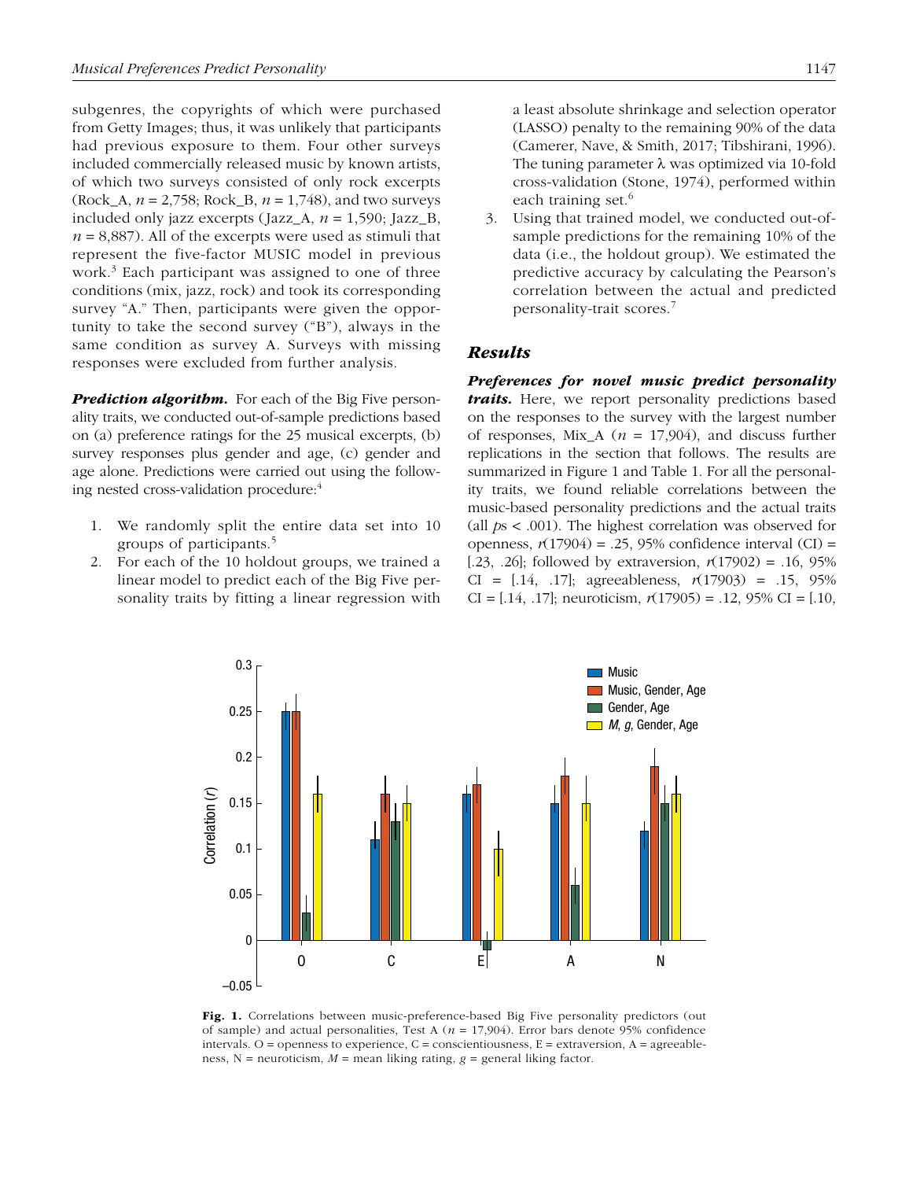subgenres, the copyrights of which were purchased from Getty Images; thus, it was unlikely that participants had previous exposure to them. Four other surveys included commercially released music by known artists, of which two surveys consisted of only rock excerpts (Rock_A, $n$ = 2,758; Rock_B, $n$ = 1,748), and two surveys included only jazz excerpts (Jazz_A, $n$ = 1,590; Jazz_B, $n$ = 8,887). All of the excerpts were used as stimuli that represent the five-factor MUSIC model in previous work.[3] Each participant was assigned to one of three conditions (mix, jazz, rock) and took its corresponding survey "A." Then, participants were given the opportunity to take the second survey ("B"), always in the same condition as survey A. Surveys with missing responses were excluded from further analysis.

***Prediction algorithm.*** For each of the Big Five personality traits, we conducted out-of-sample predictions based on (a) preference ratings for the 25 musical excerpts, (b) survey responses plus gender and age, (c) gender and age alone. Predictions were carried out using the following nested cross-validation procedure:[4]

1. We randomly split the entire data set into 10 groups of participants.[5]
2. For each of the 10 holdout groups, we trained a linear model to predict each of the Big Five personality traits by fitting a linear regression with a least absolute shrinkage and selection operator (LASSO) penalty to the remaining 90% of the data (Camerer, Nave, & Smith, 2017; Tibshirani, 1996). The tuning parameter λ was optimized via 10-fold cross-validation (Stone, 1974), performed within each training set.[6]
3. Using that trained model, we conducted out-of-sample predictions for the remaining 10% of the data (i.e., the holdout group). We estimated the predictive accuracy by calculating the Pearson's correlation between the actual and predicted personality-trait scores.[7]

## *Results*

***Preferences for novel music predict personality traits.*** Here, we report personality predictions based on the responses to the survey with the largest number of responses, Mix_A ($n$ = 17,904), and discuss further replications in the section that follows. The results are summarized in Figure 1 and Table 1. For all the personality traits, we found reliable correlations between the music-based personality predictions and the actual traits (all $p$s < .001). The highest correlation was observed for openness, $r(17904) = .25$, 95% confidence interval (CI) = [.23, .26]; followed by extraversion, $r(17902) = .16$, 95% CI = [.14, .17]; agreeableness, $r(17903) = .15$, 95% CI = [.14, .17]; neuroticism, $r(17905) = .12$, 95% CI = [.10,

**Fig. 1.** Correlations between music-preference-based Big Five personality predictors (out of sample) and actual personalities, Test A ($n$ = 17,904). Error bars denote 95% confidence intervals. O = openness to experience, C = conscientiousness, E = extraversion, A = agreeableness, N = neuroticism, $M$ = mean liking rating, $g$ = general liking factor.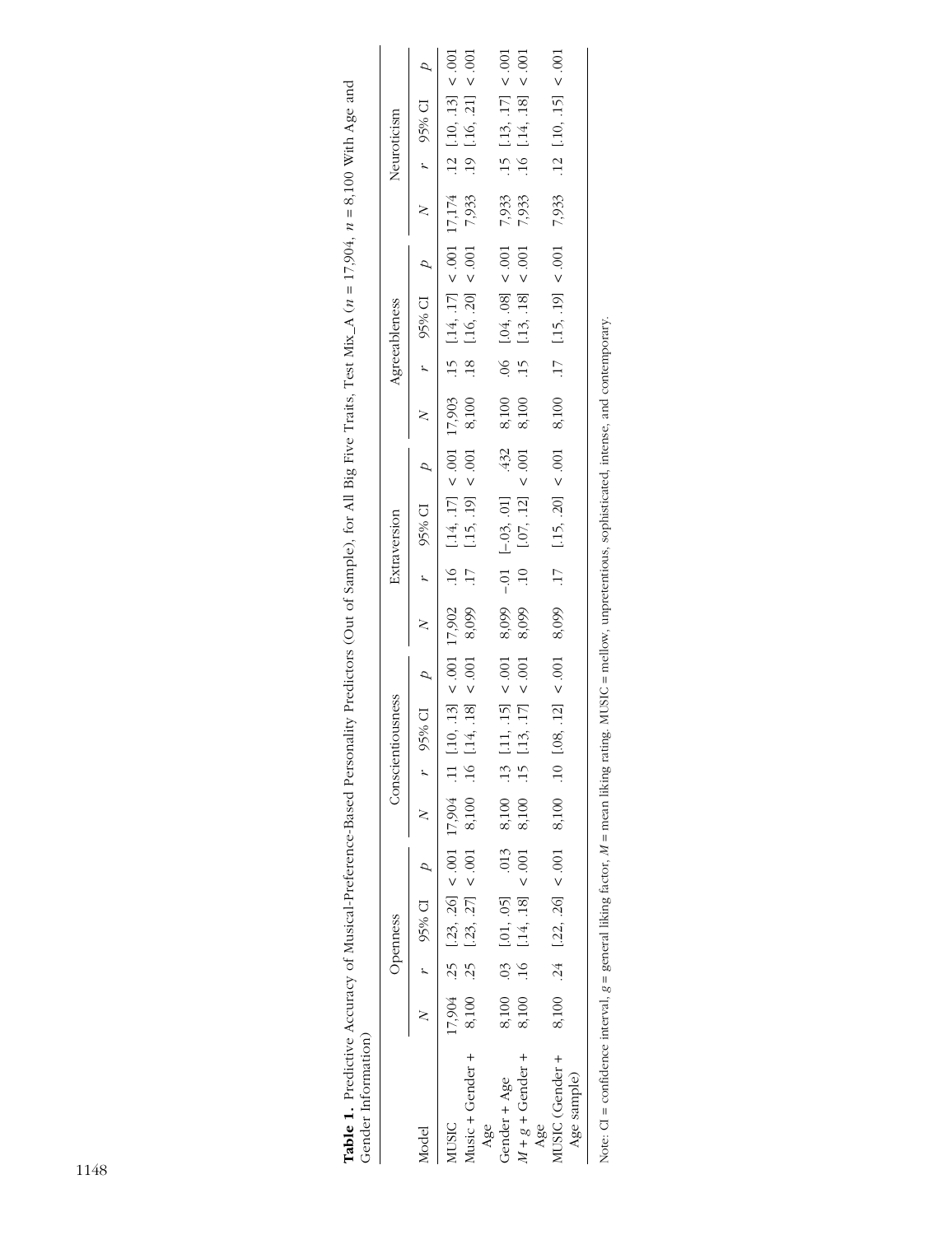**Table 1.** Predictive Accuracy of Musical-Preference-Based Personality Predictors (Out of Sample) for All Big Five Traits, Test Mix_A ($n$ = 17,904, $n$ = 8,100 With Age and Gender Information)

| Model | Openness | | | | Conscientiousness | | | | Extraversion | | | | Agreeableness | | | | Neuroticism | | | |
|---|---|---|---|---|---|---|---|---|---|---|---|---|---|---|---|---|---|---|---|---|
| | $N$ | $r$ | 95% CI | $p$ | $N$ | $r$ | 95% CI | $p$ | $N$ | $r$ | 95% CI | $p$ | $N$ | $r$ | 95% CI | $p$ | $N$ | $r$ | 95% CI | $p$ |
| MUSIC | 17,904 | .25 | [.23, .26] | < .001 | 17,904 | .11 | [.10, .13] | < .001 | 17,902 | .16 | [.14, .17] | < .001 | 17,903 | .15 | [.14, .17] | < .001 | 17,174 | .12 | [.10, .13] | < .001 |
| Music + Gender + Age | 8,100 | .25 | [.23, .27] | < .001 | 8,100 | .16 | [.14, .18] | < .001 | 8,099 | .17 | [.15, .19] | < .001 | 8,100 | .18 | [.16, .20] | < .001 | 7,933 | .19 | [.16, .21] | < .001 |
| Gender + Age | 8,100 | .03 | [.01, .05] | .013 | 8,100 | .13 | [.11, .15] | < .001 | 8,099 | –.01 | [–.03, .01] | .432 | 8,100 | .06 | [.04, .08] | < .001 | 7,933 | .15 | [.13, .17] | < .001 |
| $M$ + $g$ + Gender + Age | 8,100 | .16 | [.14, .18] | < .001 | 8,100 | .15 | [.13, .17] | < .001 | 8,099 | .10 | [.07, .12] | < .001 | 8,100 | .15 | [.13, .18] | < .001 | 7,933 | .16 | [.14, .18] | < .001 |
| MUSIC (Gender + Age sample) | 8,100 | .24 | [.22, .26] | < .001 | 8,100 | .10 | [.08, .12] | < .001 | 8,099 | .17 | [.15, .20] | < .001 | 8,100 | .17 | [.15, .19] | < .001 | 7,933 | .12 | [.10, .15] | < .001 |

Note: CI = confidence interval, $g$ = general liking factor, $M$ = mean liking rating. MUSIC = mellow, unpretentious, sophisticated, intense, and contemporary.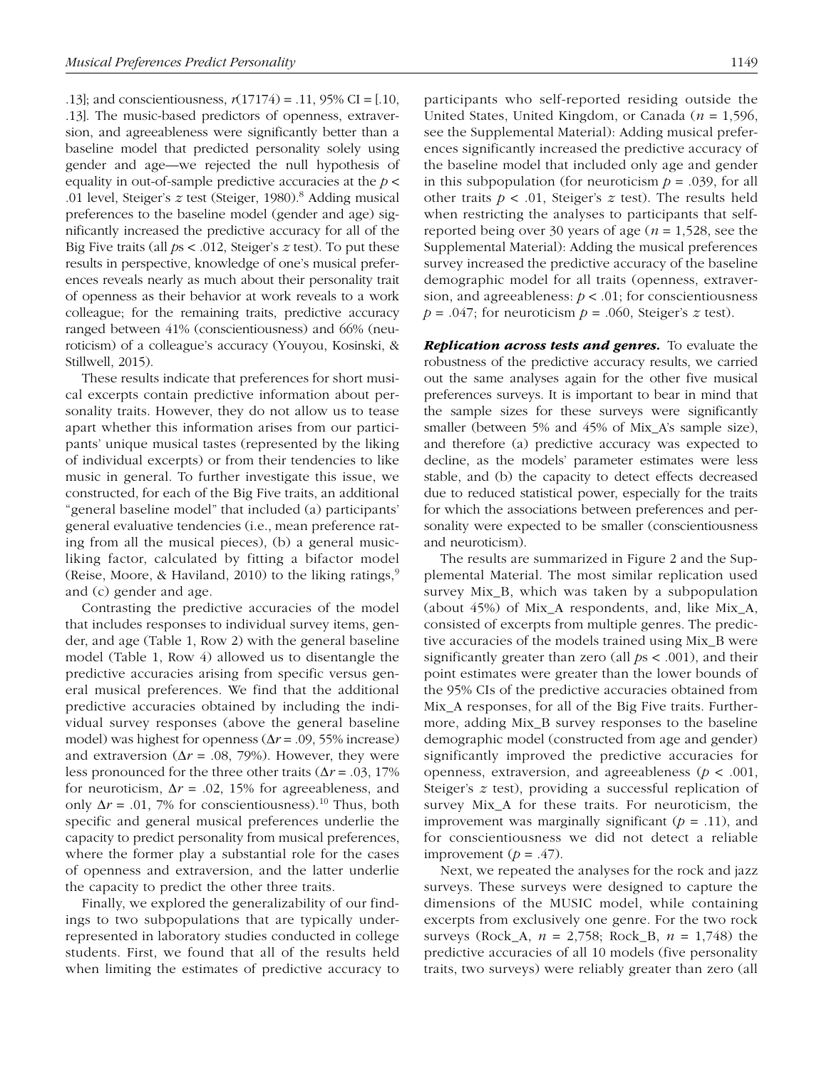.13]; and conscientiousness, $r(17174) = .11$, 95% CI = [.10, .13]. The music-based predictors of openness, extraversion, and agreeableness were significantly better than a baseline model that predicted personality solely using gender and age—we rejected the null hypothesis of equality in out-of-sample predictive accuracies at the $p < .01$ level, Steiger's $z$ test (Steiger, 1980).[8] Adding musical preferences to the baseline model (gender and age) significantly increased the predictive accuracy for all of the Big Five traits (all $p$s < .012, Steiger's $z$ test). To put these results in perspective, knowledge of one's musical preferences reveals nearly as much about their personality trait of openness as their behavior at work reveals to a work colleague; for the remaining traits, predictive accuracy ranged between 41% (conscientiousness) and 66% (neuroticism) of a colleague's accuracy (Youyou, Kosinski, & Stillwell, 2015).

These results indicate that preferences for short musical excerpts contain predictive information about personality traits. However, they do not allow us to tease apart whether this information arises from our participants' unique musical tastes (represented by the liking of individual excerpts) or from their tendencies to like music in general. To further investigate this issue, we constructed, for each of the Big Five traits, an additional "general baseline model" that included (a) participants' general evaluative tendencies (i.e., mean preference rating from all the musical pieces), (b) a general music-liking factor, calculated by fitting a bifactor model (Reise, Moore, & Haviland, 2010) to the liking ratings,[9] and (c) gender and age.

Contrasting the predictive accuracies of the model that includes responses to individual survey items, gender, and age (Table 1, Row 2) with the general baseline model (Table 1, Row 4) allowed us to disentangle the predictive accuracies arising from specific versus general musical preferences. We find that the additional predictive accuracies obtained by including the individual survey responses (above the general baseline model) was highest for openness ($\Delta r = .09$, 55% increase) and extraversion ($\Delta r = .08$, 79%). However, they were less pronounced for the three other traits ($\Delta r = .03$, 17% for neuroticism, $\Delta r = .02$, 15% for agreeableness, and only $\Delta r = .01$, 7% for conscientiousness).[10] Thus, both specific and general musical preferences underlie the capacity to predict personality from musical preferences, where the former play a substantial role for the cases of openness and extraversion, and the latter underlie the capacity to predict the other three traits.

Finally, we explored the generalizability of our findings to two subpopulations that are typically underrepresented in laboratory studies conducted in college students. First, we found that all of the results held when limiting the estimates of predictive accuracy to participants who self-reported residing outside the United States, United Kingdom, or Canada ($n = 1,596$, see the Supplemental Material): Adding musical preferences significantly increased the predictive accuracy of the baseline model that included only age and gender in this subpopulation (for neuroticism $p = .039$, for all other traits $p < .01$, Steiger's $z$ test). The results held when restricting the analyses to participants that self-reported being over 30 years of age ($n = 1,528$, see the Supplemental Material): Adding the musical preferences survey increased the predictive accuracy of the baseline demographic model for all traits (openness, extraversion, and agreeableness: $p < .01$; for conscientiousness $p = .047$; for neuroticism $p = .060$, Steiger's $z$ test).

***Replication across tests and genres.*** To evaluate the robustness of the predictive accuracy results, we carried out the same analyses again for the other five musical preferences surveys. It is important to bear in mind that the sample sizes for these surveys were significantly smaller (between 5% and 45% of Mix_A's sample size), and therefore (a) predictive accuracy was expected to decline, as the models' parameter estimates were less stable, and (b) the capacity to detect effects decreased due to reduced statistical power, especially for the traits for which the associations between preferences and personality were expected to be smaller (conscientiousness and neuroticism).

The results are summarized in Figure 2 and the Supplemental Material. The most similar replication used survey Mix_B, which was taken by a subpopulation (about 45%) of Mix_A respondents, and, like Mix_A, consisted of excerpts from multiple genres. The predictive accuracies of the models trained using Mix_B were significantly greater than zero (all $p$s < .001), and their point estimates were greater than the lower bounds of the 95% CIs of the predictive accuracies obtained from Mix_A responses, for all of the Big Five traits. Furthermore, adding Mix_B survey responses to the baseline demographic model (constructed from age and gender) significantly improved the predictive accuracies for openness, extraversion, and agreeableness ($p < .001$, Steiger's $z$ test), providing a successful replication of survey Mix_A for these traits. For neuroticism, the improvement was marginally significant ($p = .11$), and for conscientiousness we did not detect a reliable improvement ($p = .47$).

Next, we repeated the analyses for the rock and jazz surveys. These surveys were designed to capture the dimensions of the MUSIC model, while containing excerpts from exclusively one genre. For the two rock surveys (Rock_A, $n = 2,758$; Rock_B, $n = 1,748$) the predictive accuracies of all 10 models (five personality traits, two surveys) were reliably greater than zero (all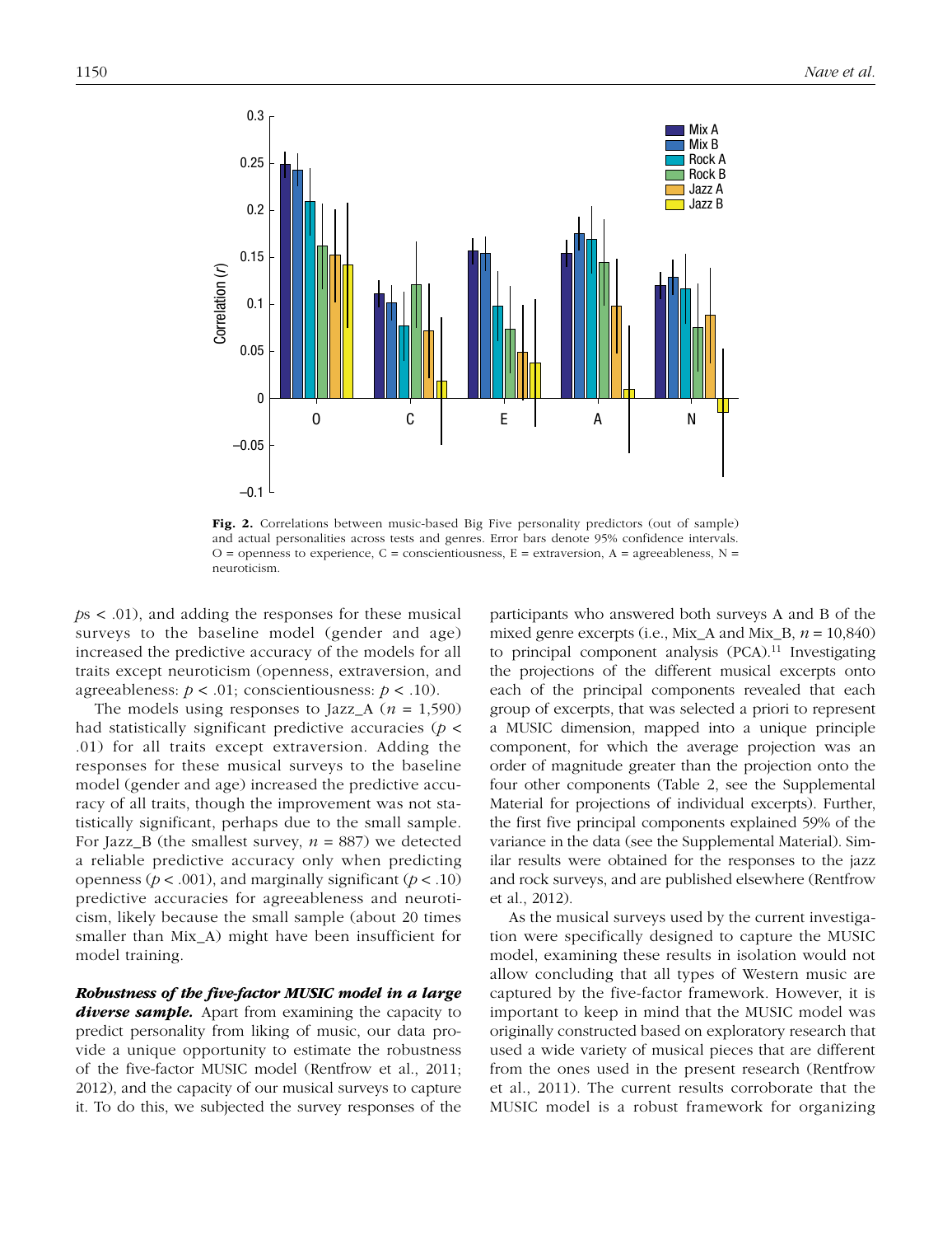Fig. 2. Correlations between music-based Big Five personality predictors (out of sample) and actual personalities across tests and genres. Error bars denote 95% confidence intervals. O = openness to experience, C = conscientiousness, E = extraversion, A = agreeableness, N = neuroticism.

$p$s < .01), and adding the responses for these musical surveys to the baseline model (gender and age) increased the predictive accuracy of the models for all traits except neuroticism (openness, extraversion, and agreeableness: $p < .01$; conscientiousness: $p < .10$).

The models using responses to Jazz_A ($n$ = 1,590) had statistically significant predictive accuracies ($p < .01$) for all traits except extraversion. Adding the responses for these musical surveys to the baseline model (gender and age) increased the predictive accuracy of all traits, though the improvement was not statistically significant, perhaps due to the small sample. For Jazz_B (the smallest survey, $n$ = 887) we detected a reliable predictive accuracy only when predicting openness ($p < .001$), and marginally significant ($p < .10$) predictive accuracies for agreeableness and neuroticism, likely because the small sample (about 20 times smaller than Mix_A) might have been insufficient for model training.

***Robustness of the five-factor MUSIC model in a large diverse sample.*** Apart from examining the capacity to predict personality from liking of music, our data provide a unique opportunity to estimate the robustness of the five-factor MUSIC model (Rentfrow et al., 2011; 2012), and the capacity of our musical surveys to capture it. To do this, we subjected the survey responses of the participants who answered both surveys A and B of the mixed genre excerpts (i.e., Mix_A and Mix_B, $n$ = 10,840) to principal component analysis (PCA).[11] Investigating the projections of the different musical excerpts onto each of the principal components revealed that each group of excerpts, that was selected a priori to represent a MUSIC dimension, mapped into a unique principle component, for which the average projection was an order of magnitude greater than the projection onto the four other components (Table 2, see the Supplemental Material for projections of individual excerpts). Further, the first five principal components explained 59% of the variance in the data (see the Supplemental Material). Similar results were obtained for the responses to the jazz and rock surveys, and are published elsewhere (Rentfrow et al., 2012).

As the musical surveys used by the current investigation were specifically designed to capture the MUSIC model, examining these results in isolation would not allow concluding that all types of Western music are captured by the five-factor framework. However, it is important to keep in mind that the MUSIC model was originally constructed based on exploratory research that used a wide variety of musical pieces that are different from the ones used in the present research (Rentfrow et al., 2011). The current results corroborate that the MUSIC model is a robust framework for organizing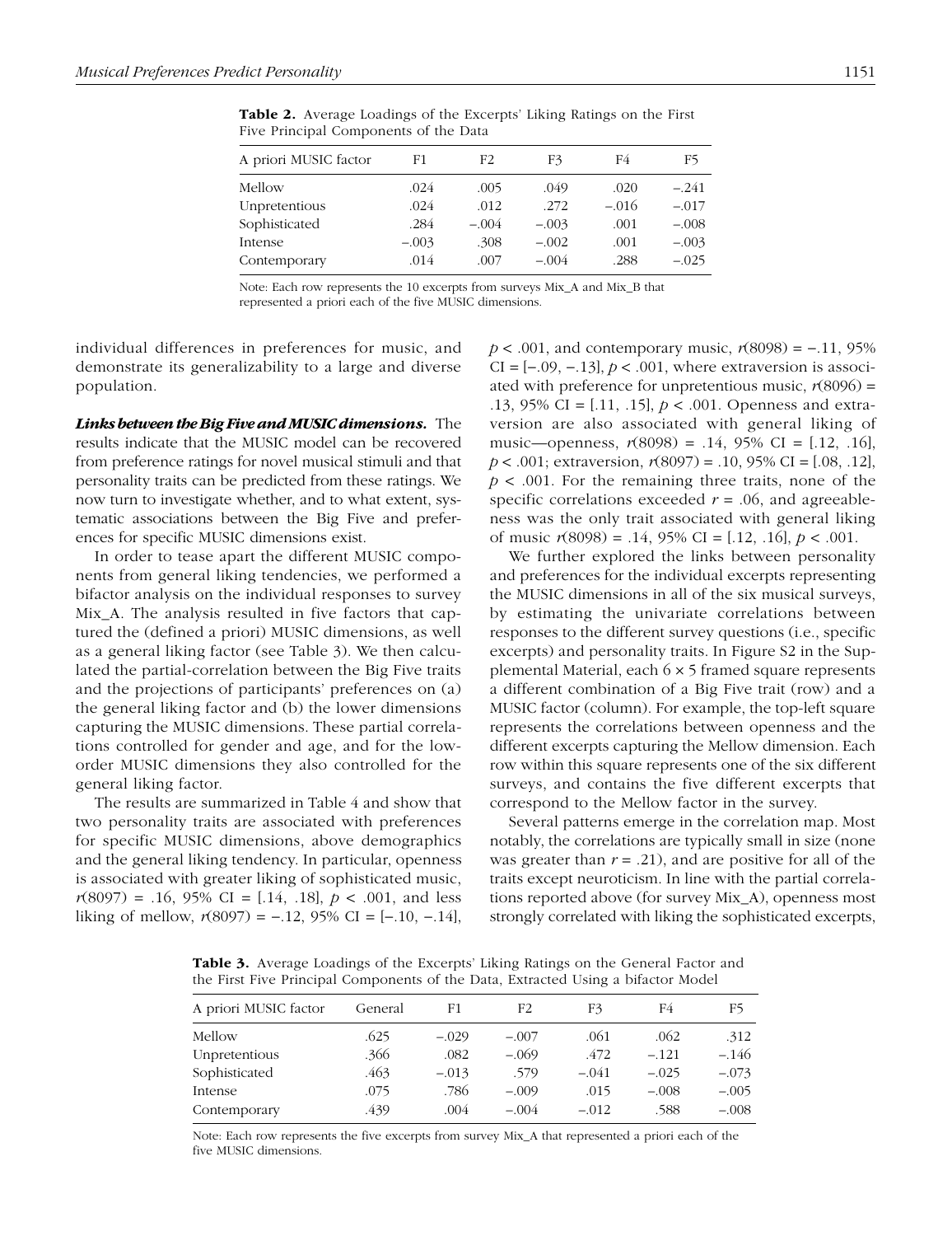**Table 2.** Average Loadings of the Excerpts' Liking Ratings on the First Five Principal Components of the Data

| A priori MUSIC factor | F1 | F2 | F3 | F4 | F5 |
|---|---|---|---|---|---|
| Mellow | .024 | .005 | .049 | .020 | −.241 |
| Unpretentious | .024 | .012 | .272 | −.016 | −.017 |
| Sophisticated | .284 | −.004 | −.003 | .001 | −.008 |
| Intense | −.003 | .308 | −.002 | .001 | −.003 |
| Contemporary | .014 | .007 | −.004 | .288 | −.025 |

Note: Each row represents the 10 excerpts from surveys Mix_A and Mix_B that represented a priori each of the five MUSIC dimensions.

individual differences in preferences for music, and demonstrate its generalizability to a large and diverse population.

***Links between the Big Five and MUSIC dimensions.*** The results indicate that the MUSIC model can be recovered from preference ratings for novel musical stimuli and that personality traits can be predicted from these ratings. We now turn to investigate whether, and to what extent, systematic associations between the Big Five and preferences for specific MUSIC dimensions exist.

In order to tease apart the different MUSIC components from general liking tendencies, we performed a bifactor analysis on the individual responses to survey Mix_A. The analysis resulted in five factors that captured the (defined a priori) MUSIC dimensions, as well as a general liking factor (see Table 3). We then calculated the partial-correlation between the Big Five traits and the projections of participants' preferences on (a) the general liking factor and (b) the lower dimensions capturing the MUSIC dimensions. These partial correlations controlled for gender and age, and for the low-order MUSIC dimensions they also controlled for the general liking factor.

The results are summarized in Table 4 and show that two personality traits are associated with preferences for specific MUSIC dimensions, above demographics and the general liking tendency. In particular, openness is associated with greater liking of sophisticated music, $r(8097) = .16$, 95% CI = [.14, .18], $p < .001$, and less liking of mellow, $r(8097) = -.12$, 95% CI = [−.10, −.14], $p < .001$, and contemporary music, $r(8098) = -.11$, 95% CI = [−.09, −.13], $p < .001$, where extraversion is associated with preference for unpretentious music, $r(8096) = .13$, 95% CI = [.11, .15], $p < .001$. Openness and extraversion are also associated with general liking of music—openness, $r(8098) = .14$, 95% CI = [.12, .16], $p < .001$; extraversion, $r(8097) = .10$, 95% CI = [.08, .12], $p < .001$. For the remaining three traits, none of the specific correlations exceeded $r = .06$, and agreeableness was the only trait associated with general liking of music $r(8098) = .14$, 95% CI = [.12, .16], $p < .001$.

We further explored the links between personality and preferences for the individual excerpts representing the MUSIC dimensions in all of the six musical surveys, by estimating the univariate correlations between responses to the different survey questions (i.e., specific excerpts) and personality traits. In Figure S2 in the Supplemental Material, each 6 × 5 framed square represents a different combination of a Big Five trait (row) and a MUSIC factor (column). For example, the top-left square represents the correlations between openness and the different excerpts capturing the Mellow dimension. Each row within this square represents one of the six different surveys, and contains the five different excerpts that correspond to the Mellow factor in the survey.

Several patterns emerge in the correlation map. Most notably, the correlations are typically small in size (none was greater than $r = .21$), and are positive for all of the traits except neuroticism. In line with the partial correlations reported above (for survey Mix_A), openness most strongly correlated with liking the sophisticated excerpts,

**Table 3.** Average Loadings of the Excerpts' Liking Ratings on the General Factor and the First Five Principal Components of the Data, Extracted Using a bifactor Model

| A priori MUSIC factor | General | F1 | F2 | F3 | F4 | F5 |
|---|---|---|---|---|---|---|
| Mellow | .625 | −.029 | −.007 | .061 | .062 | .312 |
| Unpretentious | .366 | .082 | −.069 | .472 | −.121 | −.146 |
| Sophisticated | .463 | −.013 | .579 | −.041 | −.025 | −.073 |
| Intense | .075 | .786 | −.009 | .015 | −.008 | −.005 |
| Contemporary | .439 | .004 | −.004 | −.012 | .588 | −.008 |

Note: Each row represents the five excerpts from survey Mix_A that represented a priori each of the five MUSIC dimensions.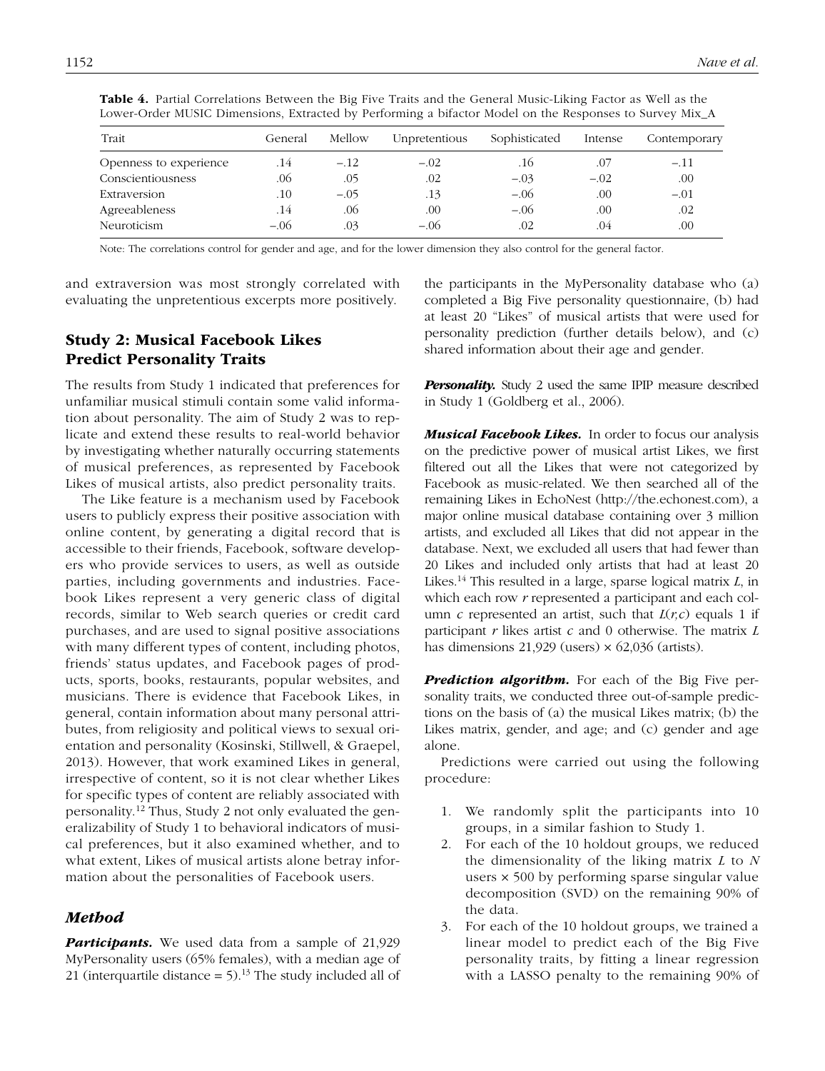**Table 4.** Partial Correlations Between the Big Five Traits and the General Music-Liking Factor as Well as the Lower-Order MUSIC Dimensions, Extracted by Performing a bifactor Model on the Responses to Survey Mix_A

| Trait | General | Mellow | Unpretentious | Sophisticated | Intense | Contemporary |
|---|---|---|---|---|---|---|
| Openness to experience | .14 | −.12 | −.02 | .16 | .07 | −.11 |
| Conscientiousness | .06 | .05 | .02 | −.03 | −.02 | .00 |
| Extraversion | .10 | −.05 | .13 | −.06 | .00 | −.01 |
| Agreeableness | .14 | .06 | .00 | −.06 | .00 | .02 |
| Neuroticism | −.06 | .03 | −.06 | .02 | .04 | .00 |

Note: The correlations control for gender and age, and for the lower dimension they also control for the general factor.

and extraversion was most strongly correlated with evaluating the unpretentious excerpts more positively.

## Study 2: Musical Facebook Likes Predict Personality Traits

The results from Study 1 indicated that preferences for unfamiliar musical stimuli contain some valid information about personality. The aim of Study 2 was to replicate and extend these results to real-world behavior by investigating whether naturally occurring statements of musical preferences, as represented by Facebook Likes of musical artists, also predict personality traits.

The Like feature is a mechanism used by Facebook users to publicly express their positive association with online content, by generating a digital record that is accessible to their friends, Facebook, software developers who provide services to users, as well as outside parties, including governments and industries. Facebook Likes represent a very generic class of digital records, similar to Web search queries or credit card purchases, and are used to signal positive associations with many different types of content, including photos, friends' status updates, and Facebook pages of products, sports, books, restaurants, popular websites, and musicians. There is evidence that Facebook Likes, in general, contain information about many personal attributes, from religiosity and political views to sexual orientation and personality (Kosinski, Stillwell, & Graepel, 2013). However, that work examined Likes in general, irrespective of content, so it is not clear whether Likes for specific types of content are reliably associated with personality.[12] Thus, Study 2 not only evaluated the generalizability of Study 1 to behavioral indicators of musical preferences, but it also examined whether, and to what extent, Likes of musical artists alone betray information about the personalities of Facebook users.

### Method

***Participants.*** We used data from a sample of 21,929 MyPersonality users (65% females), with a median age of 21 (interquartile distance = 5).[13] The study included all of the participants in the MyPersonality database who (a) completed a Big Five personality questionnaire, (b) had at least 20 "Likes" of musical artists that were used for personality prediction (further details below), and (c) shared information about their age and gender.

***Personality.*** Study 2 used the same IPIP measure described in Study 1 (Goldberg et al., 2006).

***Musical Facebook Likes.*** In order to focus our analysis on the predictive power of musical artist Likes, we first filtered out all the Likes that were not categorized by Facebook as music-related. We then searched all of the remaining Likes in EchoNest (http://the.echonest.com), a major online musical database containing over 3 million artists, and excluded all Likes that did not appear in the database. Next, we excluded all users that had fewer than 20 Likes and included only artists that had at least 20 Likes.[14] This resulted in a large, sparse logical matrix $L$, in which each row $r$ represented a participant and each column $c$ represented an artist, such that $L(r,c)$ equals 1 if participant $r$ likes artist $c$ and 0 otherwise. The matrix $L$ has dimensions 21,929 (users) × 62,036 (artists).

***Prediction algorithm.*** For each of the Big Five personality traits, we conducted three out-of-sample predictions on the basis of (a) the musical Likes matrix; (b) the Likes matrix, gender, and age; and (c) gender and age alone.

Predictions were carried out using the following procedure:

1. We randomly split the participants into 10 groups, in a similar fashion to Study 1.
2. For each of the 10 holdout groups, we reduced the dimensionality of the liking matrix $L$ to $N$ users × 500 by performing sparse singular value decomposition (SVD) on the remaining 90% of the data.
3. For each of the 10 holdout groups, we trained a linear model to predict each of the Big Five personality traits, by fitting a linear regression with a LASSO penalty to the remaining 90% of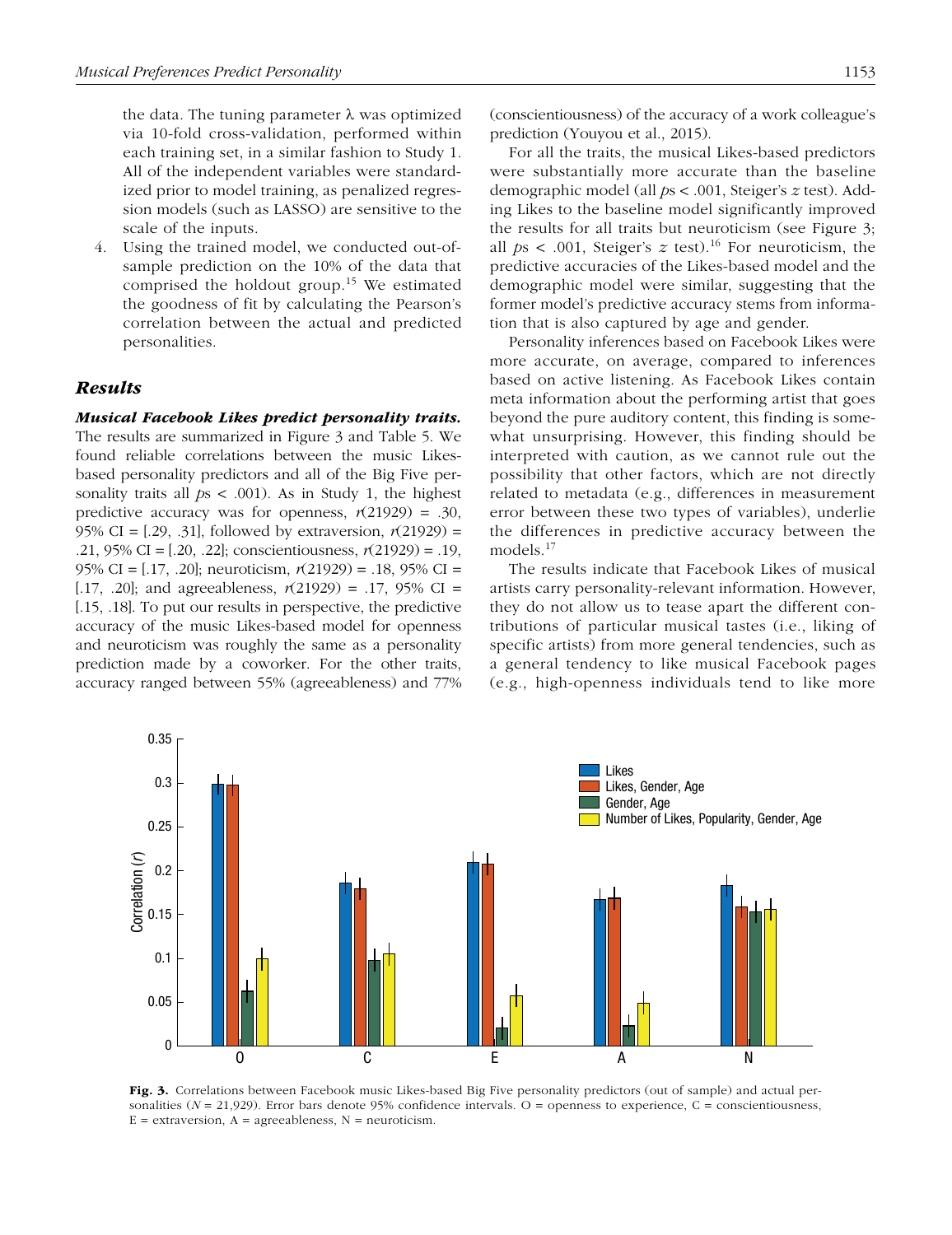the data. The tuning parameter λ was optimized via 10-fold cross-validation, performed within each training set, in a similar fashion to Study 1. All of the independent variables were standardized prior to model training, as penalized regression models (such as LASSO) are sensitive to the scale of the inputs.

4. Using the trained model, we conducted out-of-sample prediction on the 10% of the data that comprised the holdout group.[15] We estimated the goodness of fit by calculating the Pearson's correlation between the actual and predicted personalities.

## Results

***Musical Facebook Likes predict personality traits.*** The results are summarized in Figure 3 and Table 5. We found reliable correlations between the music Likes-based personality predictors and all of the Big Five personality traits all $p$s < .001). As in Study 1, the highest predictive accuracy was for openness, $r(21929) = .30$, 95% CI = [.29, .31], followed by extraversion, $r(21929) = .21$, 95% CI = [.20, .22]; conscientiousness, $r(21929) = .19$, 95% CI = [.17, .20]; neuroticism, $r(21929) = .18$, 95% CI = [.17, .20]; and agreeableness, $r(21929) = .17$, 95% CI = [.15, .18]. To put our results in perspective, the predictive accuracy of the music Likes-based model for openness and neuroticism was roughly the same as a personality prediction made by a coworker. For the other traits, accuracy ranged between 55% (agreeableness) and 77% (conscientiousness) of the accuracy of a work colleague's prediction (Youyou et al., 2015).

For all the traits, the musical Likes-based predictors were substantially more accurate than the baseline demographic model (all $p$s < .001, Steiger's $z$ test). Adding Likes to the baseline model significantly improved the results for all traits but neuroticism (see Figure 3; all $p$s < .001, Steiger's $z$ test).[16] For neuroticism, the predictive accuracies of the Likes-based model and the demographic model were similar, suggesting that the former model's predictive accuracy stems from information that is also captured by age and gender.

Personality inferences based on Facebook Likes were more accurate, on average, compared to inferences based on active listening. As Facebook Likes contain meta information about the performing artist that goes beyond the pure auditory content, this finding is somewhat unsurprising. However, this finding should be interpreted with caution, as we cannot rule out the possibility that other factors, which are not directly related to metadata (e.g., differences in measurement error between these two types of variables), underlie the differences in predictive accuracy between the models.[17]

The results indicate that Facebook Likes of musical artists carry personality-relevant information. However, they do not allow us to tease apart the different contributions of particular musical tastes (i.e., liking of specific artists) from more general tendencies, such as a general tendency to like musical Facebook pages (e.g., high-openness individuals tend to like more

**Fig. 3.** Correlations between Facebook music Likes-based Big Five personality predictors (out of sample) and actual personalities ($N$ = 21,929). Error bars denote 95% confidence intervals. O = openness to experience, C = conscientiousness, E = extraversion, A = agreeableness, N = neuroticism.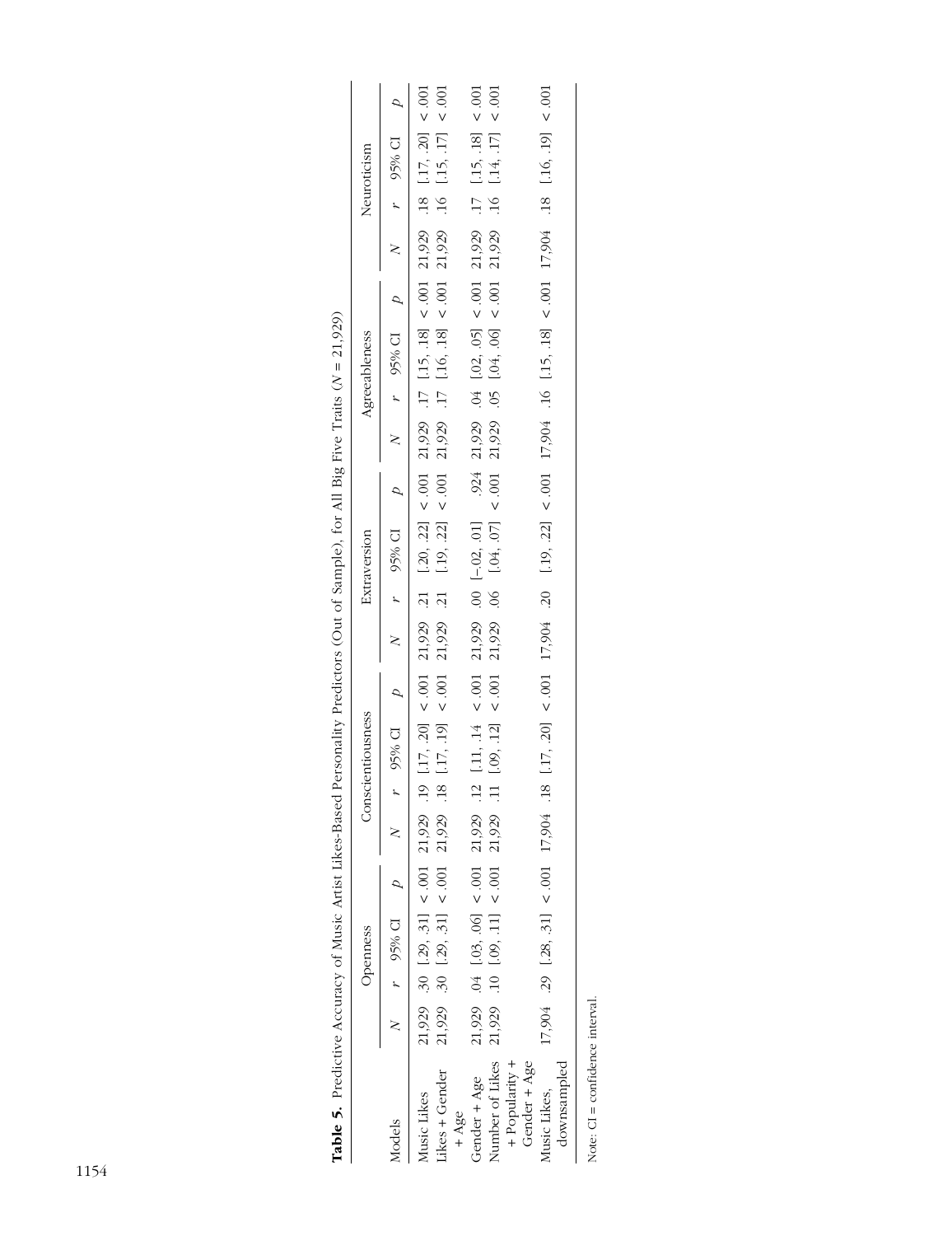**Table 5.** Predictive Accuracy of Music Artist Likes-Based Personality Predictors (Out of Sample), for All Big Five Traits ($N = 21,929$)

| Models | Openness | | | | Conscientiousness | | | | Extraversion | | | | Agreeableness | | | | Neuroticism | | | |
|---|---|---|---|---|---|---|---|---|---|---|---|---|---|---|---|---|---|---|---|---|
| | *N* | *r* | 95% CI | *p* | *N* | *r* | 95% CI | *p* | *N* | *r* | 95% CI | *p* | *N* | *r* | 95% CI | *p* | *N* | *r* | 95% CI | *p* |
| Music Likes | 21,929 | .30 | [.29, .31] | < .001 | 21,929 | .19 | [.17, .20] | < .001 | 21,929 | .21 | [.20, .22] | < .001 | 21,929 | .17 | [.15, .18] | < .001 | 21,929 | .18 | [.17, .20] | < .001 |
| Likes + Gender + Age | 21,929 | .30 | [.29, .31] | < .001 | 21,929 | .18 | [.17, .19] | < .001 | 21,929 | .21 | [.19, .22] | < .001 | 21,929 | .17 | [.16, .18] | < .001 | 21,929 | .16 | [.15, .17] | < .001 |
| Gender + Age | 21,929 | .04 | [.03, .06] | < .001 | 21,929 | .12 | [.11, .14] | < .001 | 21,929 | .00 | [−.02, .01] | .924 | 21,929 | .04 | [.02, .05] | < .001 | 21,929 | .17 | [.15, .18] | < .001 |
| Number of Likes + Popularity + Gender + Age | 21,929 | .10 | [.09, .11] | < .001 | 21,929 | .11 | [.09, .12] | < .001 | 21,929 | .06 | [.04, .07] | < .001 | 21,929 | .05 | [.04, .06] | < .001 | 21,929 | .16 | [.14, .17] | < .001 |
| Music Likes, downsampled | 17,904 | .29 | [.28, .31] | < .001 | 17,904 | .18 | [.17, .20] | < .001 | 17,904 | .20 | [.19, .22] | < .001 | 17,904 | .16 | [.15, .18] | < .001 | 17,904 | .18 | [.16, .19] | < .001 |

Note: CI = confidence interval.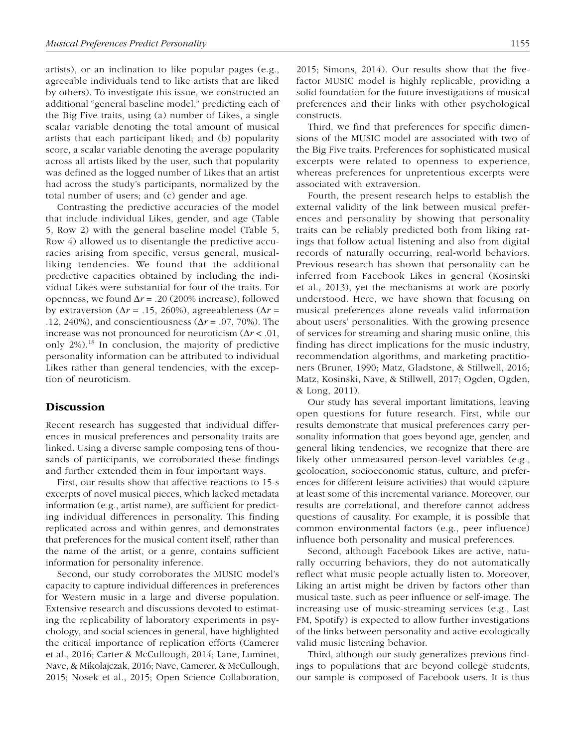artists), or an inclination to like popular pages (e.g., agreeable individuals tend to like artists that are liked by others). To investigate this issue, we constructed an additional "general baseline model," predicting each of the Big Five traits, using (a) number of Likes, a single scalar variable denoting the total amount of musical artists that each participant liked; and (b) popularity score, a scalar variable denoting the average popularity across all artists liked by the user, such that popularity was defined as the logged number of Likes that an artist had across the study's participants, normalized by the total number of users; and (c) gender and age.

Contrasting the predictive accuracies of the model that include individual Likes, gender, and age (Table 5, Row 2) with the general baseline model (Table 5, Row 4) allowed us to disentangle the predictive accuracies arising from specific, versus general, musical-liking tendencies. We found that the additional predictive capacities obtained by including the individual Likes were substantial for four of the traits. For openness, we found $\Delta r = .20$ (200% increase), followed by extraversion ($\Delta r = .15$, 260%), agreeableness ($\Delta r = .12$, 240%), and conscientiousness ($\Delta r = .07$, 70%). The increase was not pronounced for neuroticism ($\Delta r < .01$, only 2%).[18] In conclusion, the majority of predictive personality information can be attributed to individual Likes rather than general tendencies, with the exception of neuroticism.

## Discussion

Recent research has suggested that individual differences in musical preferences and personality traits are linked. Using a diverse sample composing tens of thousands of participants, we corroborated these findings and further extended them in four important ways.

First, our results show that affective reactions to 15-s excerpts of novel musical pieces, which lacked metadata information (e.g., artist name), are sufficient for predicting individual differences in personality. This finding replicated across and within genres, and demonstrates that preferences for the musical content itself, rather than the name of the artist, or a genre, contains sufficient information for personality inference.

Second, our study corroborates the MUSIC model's capacity to capture individual differences in preferences for Western music in a large and diverse population. Extensive research and discussions devoted to estimating the replicability of laboratory experiments in psychology, and social sciences in general, have highlighted the critical importance of replication efforts (Camerer et al., 2016; Carter & McCullough, 2014; Lane, Luminet, Nave, & Mikolajczak, 2016; Nave, Camerer, & McCullough, 2015; Nosek et al., 2015; Open Science Collaboration, 2015; Simons, 2014). Our results show that the five-factor MUSIC model is highly replicable, providing a solid foundation for the future investigations of musical preferences and their links with other psychological constructs.

Third, we find that preferences for specific dimensions of the MUSIC model are associated with two of the Big Five traits. Preferences for sophisticated musical excerpts were related to openness to experience, whereas preferences for unpretentious excerpts were associated with extraversion.

Fourth, the present research helps to establish the external validity of the link between musical preferences and personality by showing that personality traits can be reliably predicted both from liking ratings that follow actual listening and also from digital records of naturally occurring, real-world behaviors. Previous research has shown that personality can be inferred from Facebook Likes in general (Kosinski et al., 2013), yet the mechanisms at work are poorly understood. Here, we have shown that focusing on musical preferences alone reveals valid information about users' personalities. With the growing presence of services for streaming and sharing music online, this finding has direct implications for the music industry, recommendation algorithms, and marketing practitioners (Bruner, 1990; Matz, Gladstone, & Stillwell, 2016; Matz, Kosinski, Nave, & Stillwell, 2017; Ogden, Ogden, & Long, 2011).

Our study has several important limitations, leaving open questions for future research. First, while our results demonstrate that musical preferences carry personality information that goes beyond age, gender, and general liking tendencies, we recognize that there are likely other unmeasured person-level variables (e.g., geolocation, socioeconomic status, culture, and preferences for different leisure activities) that would capture at least some of this incremental variance. Moreover, our results are correlational, and therefore cannot address questions of causality. For example, it is possible that common environmental factors (e.g., peer influence) influence both personality and musical preferences.

Second, although Facebook Likes are active, naturally occurring behaviors, they do not automatically reflect what music people actually listen to. Moreover, Liking an artist might be driven by factors other than musical taste, such as peer influence or self-image. The increasing use of music-streaming services (e.g., Last FM, Spotify) is expected to allow further investigations of the links between personality and active ecologically valid music listening behavior.

Third, although our study generalizes previous findings to populations that are beyond college students, our sample is composed of Facebook users. It is thus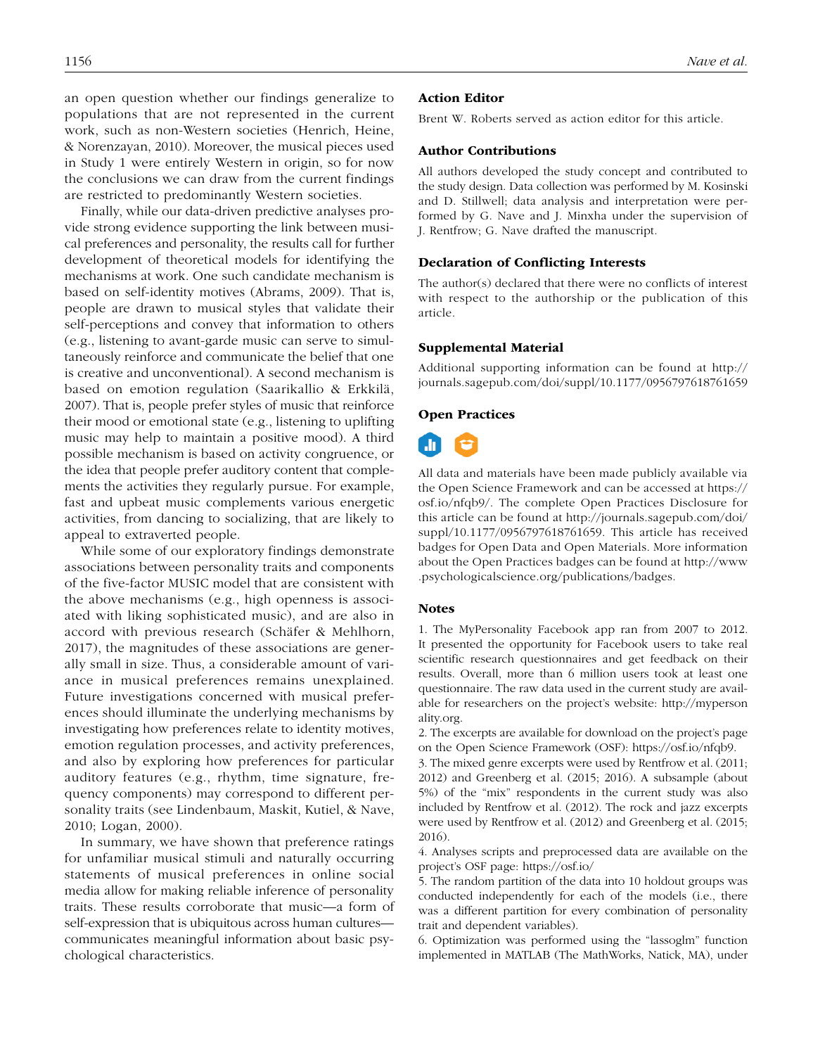an open question whether our findings generalize to populations that are not represented in the current work, such as non-Western societies (Henrich, Heine, & Norenzayan, 2010). Moreover, the musical pieces used in Study 1 were entirely Western in origin, so for now the conclusions we can draw from the current findings are restricted to predominantly Western societies.

Finally, while our data-driven predictive analyses provide strong evidence supporting the link between musical preferences and personality, the results call for further development of theoretical models for identifying the mechanisms at work. One such candidate mechanism is based on self-identity motives (Abrams, 2009). That is, people are drawn to musical styles that validate their self-perceptions and convey that information to others (e.g., listening to avant-garde music can serve to simultaneously reinforce and communicate the belief that one is creative and unconventional). A second mechanism is based on emotion regulation (Saarikallio & Erkkilä, 2007). That is, people prefer styles of music that reinforce their mood or emotional state (e.g., listening to uplifting music may help to maintain a positive mood). A third possible mechanism is based on activity congruence, or the idea that people prefer auditory content that complements the activities they regularly pursue. For example, fast and upbeat music complements various energetic activities, from dancing to socializing, that are likely to appeal to extraverted people.

While some of our exploratory findings demonstrate associations between personality traits and components of the five-factor MUSIC model that are consistent with the above mechanisms (e.g., high openness is associated with liking sophisticated music), and are also in accord with previous research (Schäfer & Mehlhorn, 2017), the magnitudes of these associations are generally small in size. Thus, a considerable amount of variance in musical preferences remains unexplained. Future investigations concerned with musical preferences should illuminate the underlying mechanisms by investigating how preferences relate to identity motives, emotion regulation processes, and activity preferences, and also by exploring how preferences for particular auditory features (e.g., rhythm, time signature, frequency components) may correspond to different personality traits (see Lindenbaum, Maskit, Kutiel, & Nave, 2010; Logan, 2000).

In summary, we have shown that preference ratings for unfamiliar musical stimuli and naturally occurring statements of musical preferences in online social media allow for making reliable inference of personality traits. These results corroborate that music—a form of self-expression that is ubiquitous across human cultures—communicates meaningful information about basic psychological characteristics.

### Action Editor

Brent W. Roberts served as action editor for this article.

### Author Contributions

All authors developed the study concept and contributed to the study design. Data collection was performed by M. Kosinski and D. Stillwell; data analysis and interpretation were performed by G. Nave and J. Minxha under the supervision of J. Rentfrow; G. Nave drafted the manuscript.

### Declaration of Conflicting Interests

The author(s) declared that there were no conflicts of interest with respect to the authorship or the publication of this article.

### Supplemental Material

Additional supporting information can be found at http://journals.sagepub.com/doi/suppl/10.1177/0956797618761659

### Open Practices

All data and materials have been made publicly available via the Open Science Framework and can be accessed at https://osf.io/nfqb9/. The complete Open Practices Disclosure for this article can be found at http://journals.sagepub.com/doi/suppl/10.1177/0956797618761659. This article has received badges for Open Data and Open Materials. More information about the Open Practices badges can be found at http://www.psychologicalscience.org/publications/badges.

### Notes

1. The MyPersonality Facebook app ran from 2007 to 2012. It presented the opportunity for Facebook users to take real scientific research questionnaires and get feedback on their results. Overall, more than 6 million users took at least one questionnaire. The raw data used in the current study are available for researchers on the project's website: http://mypersonality.org.

2. The excerpts are available for download on the project's page on the Open Science Framework (OSF): https://osf.io/nfqb9.

3. The mixed genre excerpts were used by Rentfrow et al. (2011; 2012) and Greenberg et al. (2015; 2016). A subsample (about 5%) of the "mix" respondents in the current study was also included by Rentfrow et al. (2012). The rock and jazz excerpts were used by Rentfrow et al. (2012) and Greenberg et al. (2015; 2016).

4. Analyses scripts and preprocessed data are available on the project's OSF page: https://osf.io/

5. The random partition of the data into 10 holdout groups was conducted independently for each of the models (i.e., there was a different partition for every combination of personality trait and dependent variables).

6. Optimization was performed using the "lassoglm" function implemented in MATLAB (The MathWorks, Natick, MA), under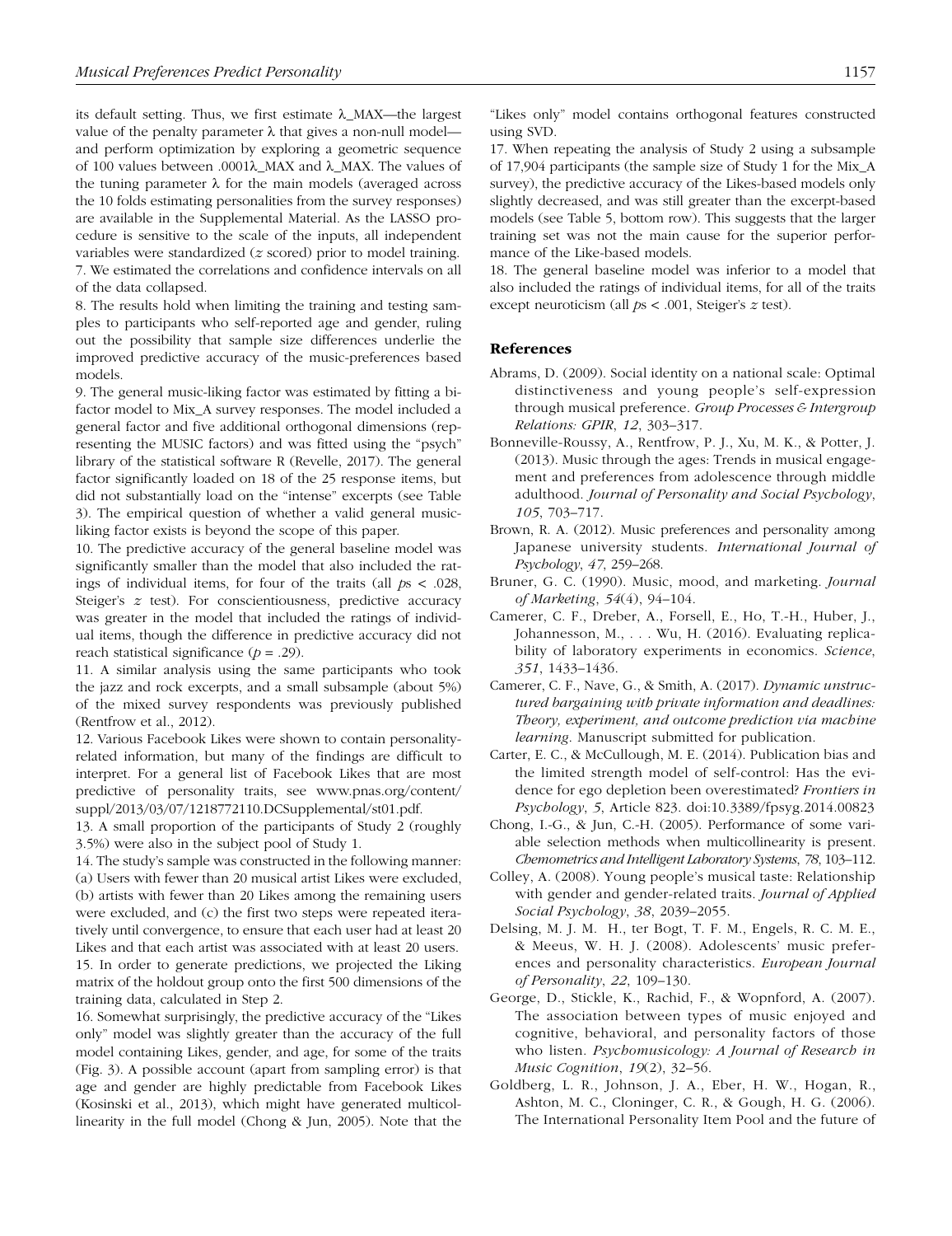its default setting. Thus, we first estimate λ_MAX—the largest value of the penalty parameter λ that gives a non-null model—and perform optimization by exploring a geometric sequence of 100 values between .0001λ_MAX and λ_MAX. The values of the tuning parameter λ for the main models (averaged across the 10 folds estimating personalities from the survey responses) are available in the Supplemental Material. As the LASSO procedure is sensitive to the scale of the inputs, all independent variables were standardized (*z* scored) prior to model training.

7. We estimated the correlations and confidence intervals on all of the data collapsed.

8. The results hold when limiting the training and testing samples to participants who self-reported age and gender, ruling out the possibility that sample size differences underlie the improved predictive accuracy of the music-preferences based models.

9. The general music-liking factor was estimated by fitting a bifactor model to Mix_A survey responses. The model included a general factor and five additional orthogonal dimensions (representing the MUSIC factors) and was fitted using the "psych" library of the statistical software R (Revelle, 2017). The general factor significantly loaded on 18 of the 25 response items, but did not substantially load on the "intense" excerpts (see Table 3). The empirical question of whether a valid general music-liking factor exists is beyond the scope of this paper.

10. The predictive accuracy of the general baseline model was significantly smaller than the model that also included the ratings of individual items, for four of the traits (all $ps < .028$, Steiger's $z$ test). For conscientiousness, predictive accuracy was greater in the model that included the ratings of individual items, though the difference in predictive accuracy did not reach statistical significance ($p = .29$).

11. A similar analysis using the same participants who took the jazz and rock excerpts, and a small subsample (about 5%) of the mixed survey respondents was previously published (Rentfrow et al., 2012).

12. Various Facebook Likes were shown to contain personality-related information, but many of the findings are difficult to interpret. For a general list of Facebook Likes that are most predictive of personality traits, see www.pnas.org/content/suppl/2013/03/07/1218772110.DCSupplemental/st01.pdf.

13. A small proportion of the participants of Study 2 (roughly 3.5%) were also in the subject pool of Study 1.

14. The study's sample was constructed in the following manner: (a) Users with fewer than 20 musical artist Likes were excluded, (b) artists with fewer than 20 Likes among the remaining users were excluded, and (c) the first two steps were repeated iteratively until convergence, to ensure that each user had at least 20 Likes and that each artist was associated with at least 20 users.

15. In order to generate predictions, we projected the Liking matrix of the holdout group onto the first 500 dimensions of the training data, calculated in Step 2.

16. Somewhat surprisingly, the predictive accuracy of the "Likes only" model was slightly greater than the accuracy of the full model containing Likes, gender, and age, for some of the traits (Fig. 3). A possible account (apart from sampling error) is that age and gender are highly predictable from Facebook Likes (Kosinski et al., 2013), which might have generated multicollinearity in the full model (Chong & Jun, 2005). Note that the "Likes only" model contains orthogonal features constructed using SVD.

17. When repeating the analysis of Study 2 using a subsample of 17,904 participants (the sample size of Study 1 for the Mix_A survey), the predictive accuracy of the Likes-based models only slightly decreased, and was still greater than the excerpt-based models (see Table 5, bottom row). This suggests that the larger training set was not the main cause for the superior performance of the Like-based models.

18. The general baseline model was inferior to a model that also included the ratings of individual items, for all of the traits except neuroticism (all $ps < .001$, Steiger's $z$ test).

## References

Abrams, D. (2009). Social identity on a national scale: Optimal distinctiveness and young people's self-expression through musical preference. *Group Processes & Intergroup Relations: GPIR*, *12*, 303–317.

Bonneville-Roussy, A., Rentfrow, P. J., Xu, M. K., & Potter, J. (2013). Music through the ages: Trends in musical engagement and preferences from adolescence through middle adulthood. *Journal of Personality and Social Psychology*, *105*, 703–717.

Brown, R. A. (2012). Music preferences and personality among Japanese university students. *International Journal of Psychology*, *47*, 259–268.

Bruner, G. C. (1990). Music, mood, and marketing. *Journal of Marketing*, *54*(4), 94–104.

Camerer, C. F., Dreber, A., Forsell, E., Ho, T.-H., Huber, J., Johannesson, M., . . . Wu, H. (2016). Evaluating replicability of laboratory experiments in economics. *Science*, *351*, 1433–1436.

Camerer, C. F., Nave, G., & Smith, A. (2017). *Dynamic unstructured bargaining with private information and deadlines: Theory, experiment, and outcome prediction via machine learning*. Manuscript submitted for publication.

Carter, E. C., & McCullough, M. E. (2014). Publication bias and the limited strength model of self-control: Has the evidence for ego depletion been overestimated? *Frontiers in Psychology*, *5*, Article 823. doi:10.3389/fpsyg.2014.00823

Chong, I.-G., & Jun, C.-H. (2005). Performance of some variable selection methods when multicollinearity is present. *Chemometrics and Intelligent Laboratory Systems*, *78*, 103–112.

Colley, A. (2008). Young people's musical taste: Relationship with gender and gender-related traits. *Journal of Applied Social Psychology*, *38*, 2039–2055.

Delsing, M. J. M. H., ter Bogt, T. F. M., Engels, R. C. M. E., & Meeus, W. H. J. (2008). Adolescents' music preferences and personality characteristics. *European Journal of Personality*, *22*, 109–130.

George, D., Stickle, K., Rachid, F., & Wopnford, A. (2007). The association between types of music enjoyed and cognitive, behavioral, and personality factors of those who listen. *Psychomusicology: A Journal of Research in Music Cognition*, *19*(2), 32–56.

Goldberg, L. R., Johnson, J. A., Eber, H. W., Hogan, R., Ashton, M. C., Cloninger, C. R., & Gough, H. G. (2006). The International Personality Item Pool and the future of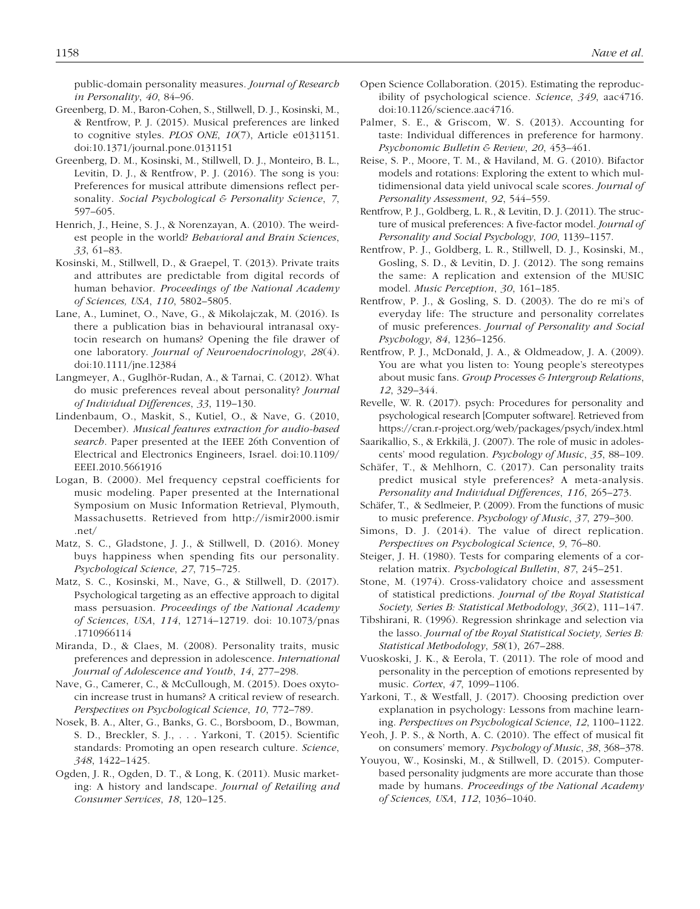public-domain personality measures. *Journal of Research in Personality*, *40*, 84–96.

Greenberg, D. M., Baron-Cohen, S., Stillwell, D. J., Kosinski, M., & Rentfrow, P. J. (2015). Musical preferences are linked to cognitive styles. *PLOS ONE*, *10*(7), Article e0131151. doi:10.1371/journal.pone.0131151

Greenberg, D. M., Kosinski, M., Stillwell, D. J., Monteiro, B. L., Levitin, D. J., & Rentfrow, P. J. (2016). The song is you: Preferences for musical attribute dimensions reflect personality. *Social Psychological & Personality Science*, *7*, 597–605.

Henrich, J., Heine, S. J., & Norenzayan, A. (2010). The weirdest people in the world? *Behavioral and Brain Sciences*, *33*, 61–83.

Kosinski, M., Stillwell, D., & Graepel, T. (2013). Private traits and attributes are predictable from digital records of human behavior. *Proceedings of the National Academy of Sciences, USA*, *110*, 5802–5805.

Lane, A., Luminet, O., Nave, G., & Mikolajczak, M. (2016). Is there a publication bias in behavioural intranasal oxytocin research on humans? Opening the file drawer of one laboratory. *Journal of Neuroendocrinology*, *28*(4). doi:10.1111/jne.12384

Langmeyer, A., Guglhör-Rudan, A., & Tarnai, C. (2012). What do music preferences reveal about personality? *Journal of Individual Differences*, *33*, 119–130.

Lindenbaum, O., Maskit, S., Kutiel, O., & Nave, G. (2010, December). *Musical features extraction for audio-based search*. Paper presented at the IEEE 26th Convention of Electrical and Electronics Engineers, Israel. doi:10.1109/EEEI.2010.5661916

Logan, B. (2000). Mel frequency cepstral coefficients for music modeling. Paper presented at the International Symposium on Music Information Retrieval, Plymouth, Massachusetts. Retrieved from http://ismir2000.ismir.net/

Matz, S. C., Gladstone, J. J., & Stillwell, D. (2016). Money buys happiness when spending fits our personality. *Psychological Science*, *27*, 715–725.

Matz, S. C., Kosinski, M., Nave, G., & Stillwell, D. (2017). Psychological targeting as an effective approach to digital mass persuasion. *Proceedings of the National Academy of Sciences*, *USA*, *114*, 12714–12719. doi: 10.1073/pnas.1710966114

Miranda, D., & Claes, M. (2008). Personality traits, music preferences and depression in adolescence. *International Journal of Adolescence and Youth*, *14*, 277–298.

Nave, G., Camerer, C., & McCullough, M. (2015). Does oxytocin increase trust in humans? A critical review of research. *Perspectives on Psychological Science*, *10*, 772–789.

Nosek, B. A., Alter, G., Banks, G. C., Borsboom, D., Bowman, S. D., Breckler, S. J., . . . Yarkoni, T. (2015). Scientific standards: Promoting an open research culture. *Science*, *348*, 1422–1425.

Ogden, J. R., Ogden, D. T., & Long, K. (2011). Music marketing: A history and landscape. *Journal of Retailing and Consumer Services*, *18*, 120–125.

Open Science Collaboration. (2015). Estimating the reproducibility of psychological science. *Science*, *349*, aac4716. doi:10.1126/science.aac4716.

Palmer, S. E., & Griscom, W. S. (2013). Accounting for taste: Individual differences in preference for harmony. *Psychonomic Bulletin & Review*, *20*, 453–461.

Reise, S. P., Moore, T. M., & Haviland, M. G. (2010). Bifactor models and rotations: Exploring the extent to which multidimensional data yield univocal scale scores. *Journal of Personality Assessment*, *92*, 544–559.

Rentfrow, P. J., Goldberg, L. R., & Levitin, D. J. (2011). The structure of musical preferences: A five-factor model. *Journal of Personality and Social Psychology*, *100*, 1139–1157.

Rentfrow, P. J., Goldberg, L. R., Stillwell, D. J., Kosinski, M., Gosling, S. D., & Levitin, D. J. (2012). The song remains the same: A replication and extension of the MUSIC model. *Music Perception*, *30*, 161–185.

Rentfrow, P. J., & Gosling, S. D. (2003). The do re mi's of everyday life: The structure and personality correlates of music preferences. *Journal of Personality and Social Psychology*, *84*, 1236–1256.

Rentfrow, P. J., McDonald, J. A., & Oldmeadow, J. A. (2009). You are what you listen to: Young people's stereotypes about music fans. *Group Processes & Intergroup Relations*, *12*, 329–344.

Revelle, W. R. (2017). psych: Procedures for personality and psychological research [Computer software]. Retrieved from https://cran.r-project.org/web/packages/psych/index.html

Saarikallio, S., & Erkkilä, J. (2007). The role of music in adolescents' mood regulation. *Psychology of Music*, *35*, 88–109.

Schäfer, T., & Mehlhorn, C. (2017). Can personality traits predict musical style preferences? A meta-analysis. *Personality and Individual Differences*, *116*, 265–273.

Schäfer, T., & Sedlmeier, P. (2009). From the functions of music to music preference. *Psychology of Music*, *37*, 279–300.

Simons, D. J. (2014). The value of direct replication. *Perspectives on Psychological Science*, *9*, 76–80.

Steiger, J. H. (1980). Tests for comparing elements of a correlation matrix. *Psychological Bulletin*, *87*, 245–251.

Stone, M. (1974). Cross-validatory choice and assessment of statistical predictions. *Journal of the Royal Statistical Society, Series B: Statistical Methodology*, *36*(2), 111–147.

Tibshirani, R. (1996). Regression shrinkage and selection via the lasso. *Journal of the Royal Statistical Society, Series B: Statistical Methodology*, *58*(1), 267–288.

Vuoskoski, J. K., & Eerola, T. (2011). The role of mood and personality in the perception of emotions represented by music. *Cortex*, *47*, 1099–1106.

Yarkoni, T., & Westfall, J. (2017). Choosing prediction over explanation in psychology: Lessons from machine learning. *Perspectives on Psychological Science*, *12*, 1100–1122.

Yeoh, J. P. S., & North, A. C. (2010). The effect of musical fit on consumers' memory. *Psychology of Music*, *38*, 368–378.

Youyou, W., Kosinski, M., & Stillwell, D. (2015). Computer-based personality judgments are more accurate than those made by humans. *Proceedings of the National Academy of Sciences, USA*, *112*, 1036–1040.